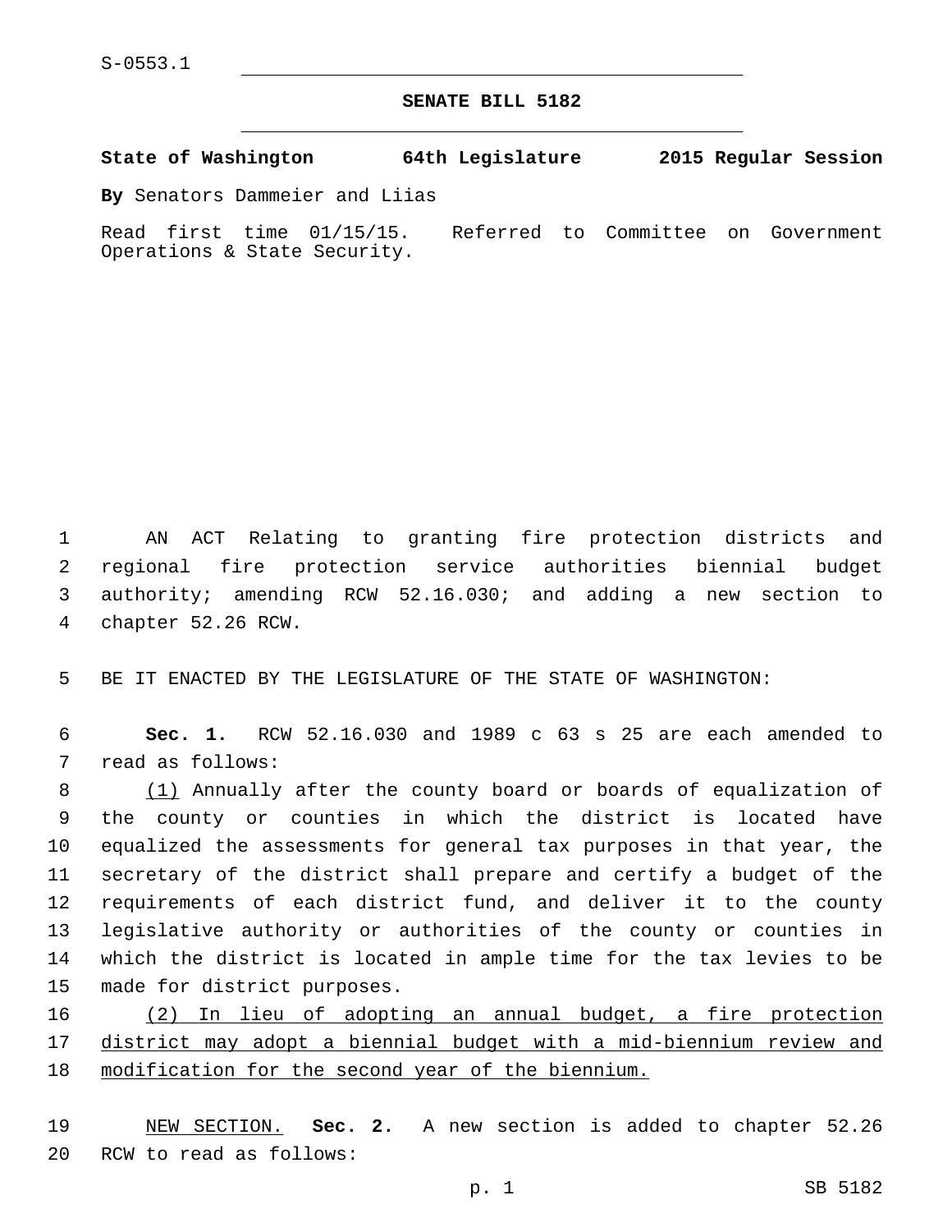S-0553.1

# SENATE BILL 5182

**State of Washington 64th Legislature 2015 Regular Session**

**By** Senators Dammeier and Liias

Read first time 01/15/15. Referred to Committee on Government Operations & State Security.

AN ACT Relating to granting fire protection districts and regional fire protection service authorities biennial budget authority; amending RCW 52.16.030; and adding a new section to chapter 52.26 RCW.

BE IT ENACTED BY THE LEGISLATURE OF THE STATE OF WASHINGTON:

**Sec. 1.** RCW 52.16.030 and 1989 c 63 s 25 are each amended to read as follows:

<u>(1)</u> Annually after the county board or boards of equalization of the county or counties in which the district is located have equalized the assessments for general tax purposes in that year, the secretary of the district shall prepare and certify a budget of the requirements of each district fund, and deliver it to the county legislative authority or authorities of the county or counties in which the district is located in ample time for the tax levies to be made for district purposes.

<u>(2) In lieu of adopting an annual budget, a fire protection district may adopt a biennial budget with a mid-biennium review and modification for the second year of the biennium.</u>

<u>NEW SECTION.</u> **Sec. 2.** A new section is added to chapter 52.26 RCW to read as follows: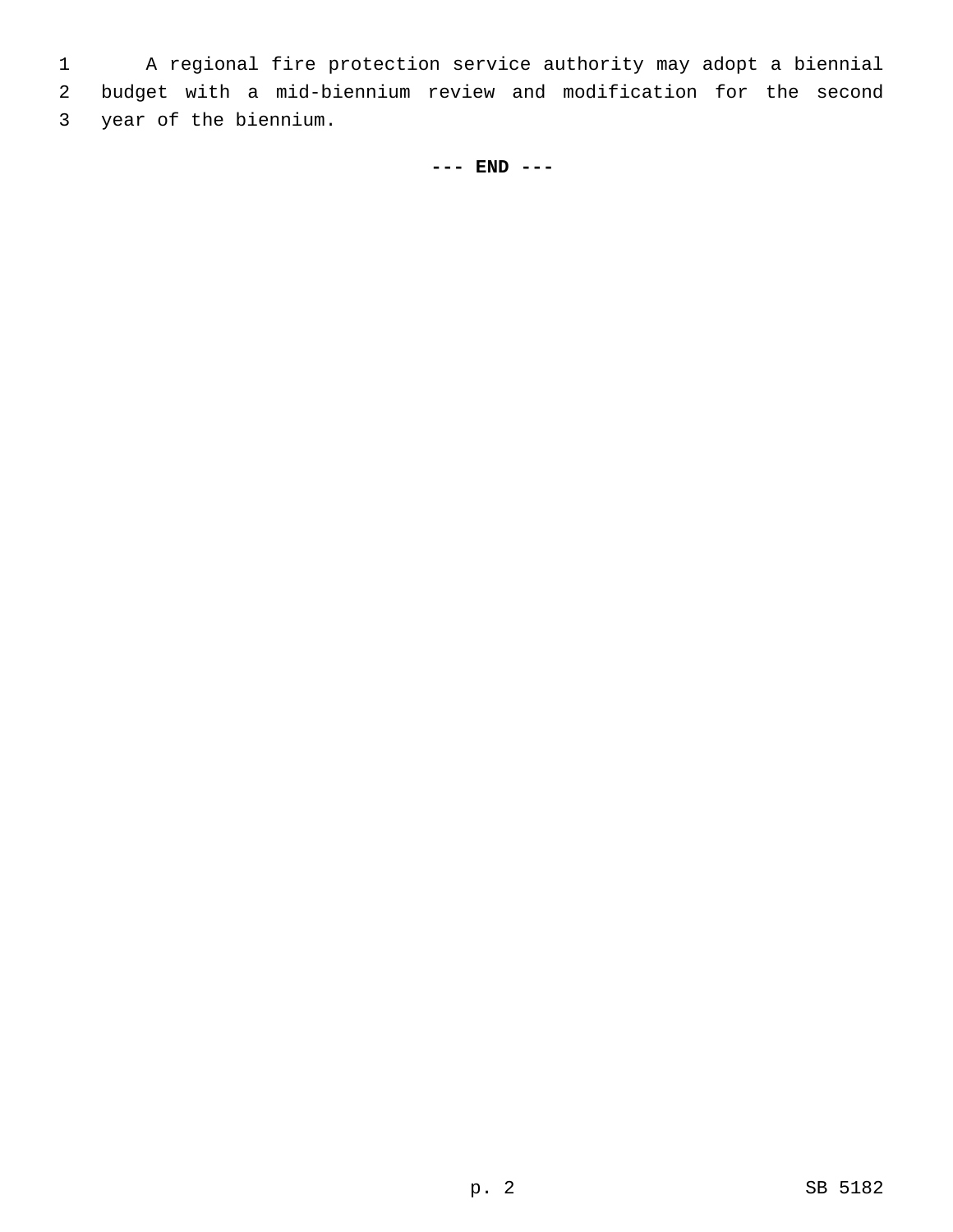A regional fire protection service authority may adopt a biennial budget with a mid-biennium review and modification for the second year of the biennium.

--- END ---